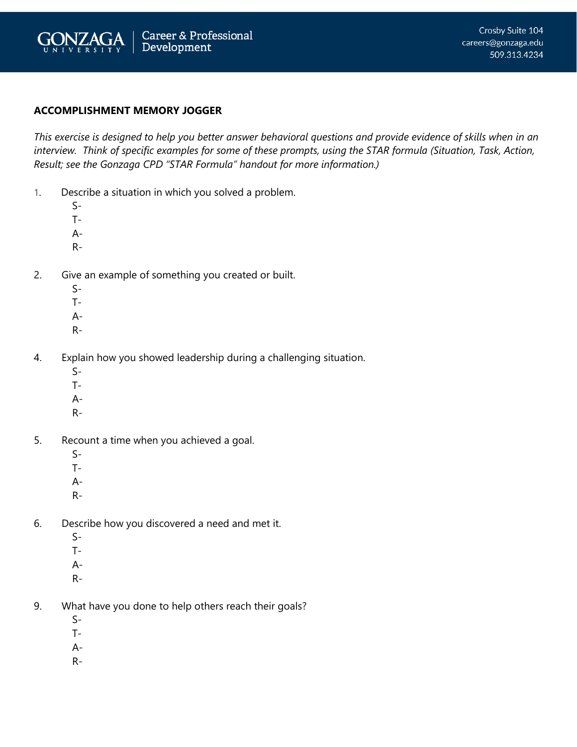Gonzaga University | Career & Professional Development

Crosby Suite 104
careers@gonzaga.edu
509.313.4234

**ACCOMPLISHMENT MEMORY JOGGER**

*This exercise is designed to help you better answer behavioral questions and provide evidence of skills when in an interview. Think of specific examples for some of these prompts, using the STAR formula (Situation, Task, Action, Result; see the Gonzaga CPD "STAR Formula" handout for more information.)*

1. Describe a situation in which you solved a problem.
   - S-
   - T-
   - A-
   - R-

2. Give an example of something you created or built.
   - S-
   - T-
   - A-
   - R-

4. Explain how you showed leadership during a challenging situation.
   - S-
   - T-
   - A-
   - R-

5. Recount a time when you achieved a goal.
   - S-
   - T-
   - A-
   - R-

6. Describe how you discovered a need and met it.
   - S-
   - T-
   - A-
   - R-

9. What have you done to help others reach their goals?
   - S-
   - T-
   - A-
   - R-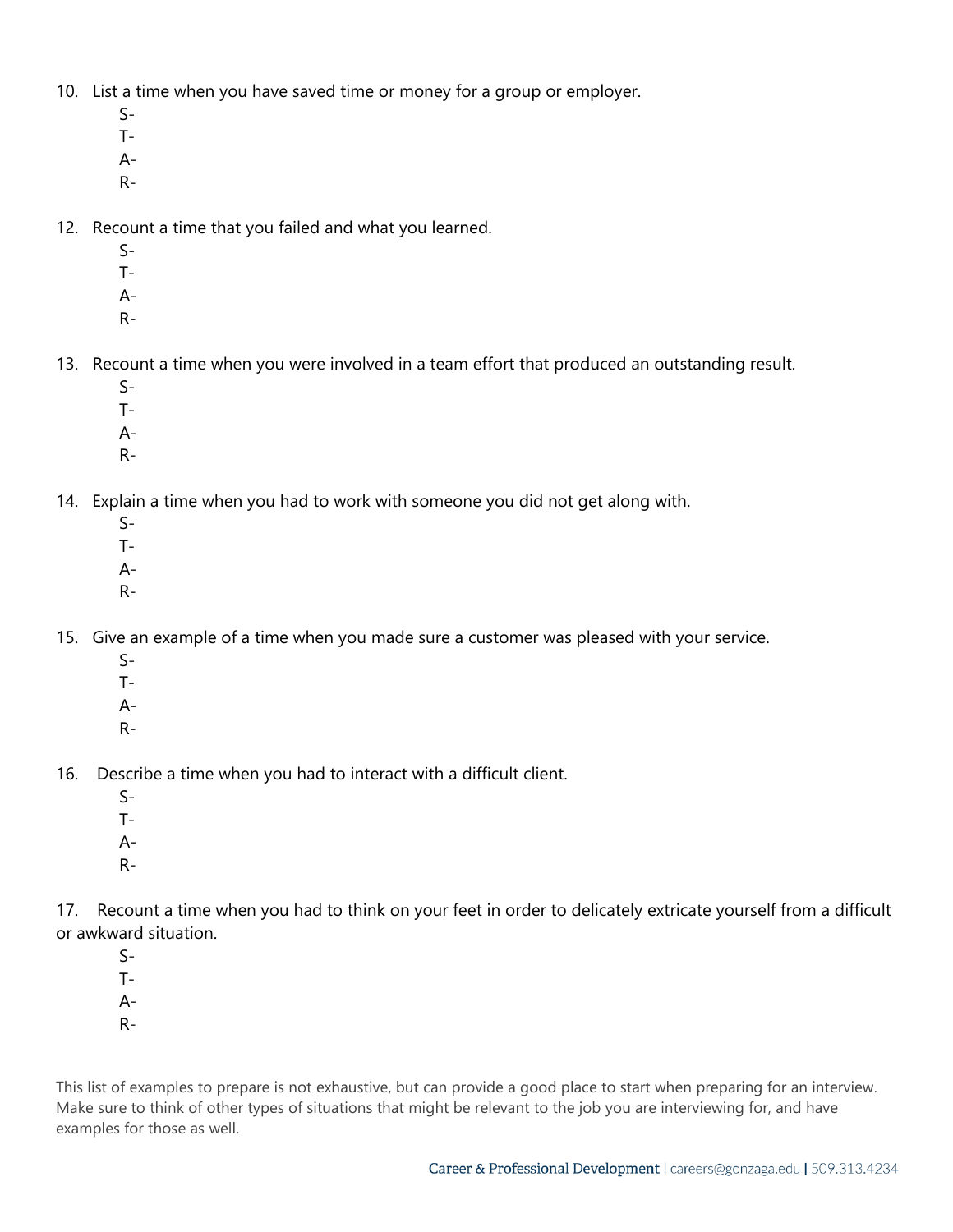10. List a time when you have saved time or money for a group or employer.

    S-
    T-
    A-
    R-

12. Recount a time that you failed and what you learned.

    S-
    T-
    A-
    R-

13. Recount a time when you were involved in a team effort that produced an outstanding result.

    S-
    T-
    A-
    R-

14. Explain a time when you had to work with someone you did not get along with.

    S-
    T-
    A-
    R-

15. Give an example of a time when you made sure a customer was pleased with your service.

    S-
    T-
    A-
    R-

16. Describe a time when you had to interact with a difficult client.

    S-
    T-
    A-
    R-

17. Recount a time when you had to think on your feet in order to delicately extricate yourself from a difficult or awkward situation.

    S-
    T-
    A-
    R-

This list of examples to prepare is not exhaustive, but can provide a good place to start when preparing for an interview. Make sure to think of other types of situations that might be relevant to the job you are interviewing for, and have examples for those as well.